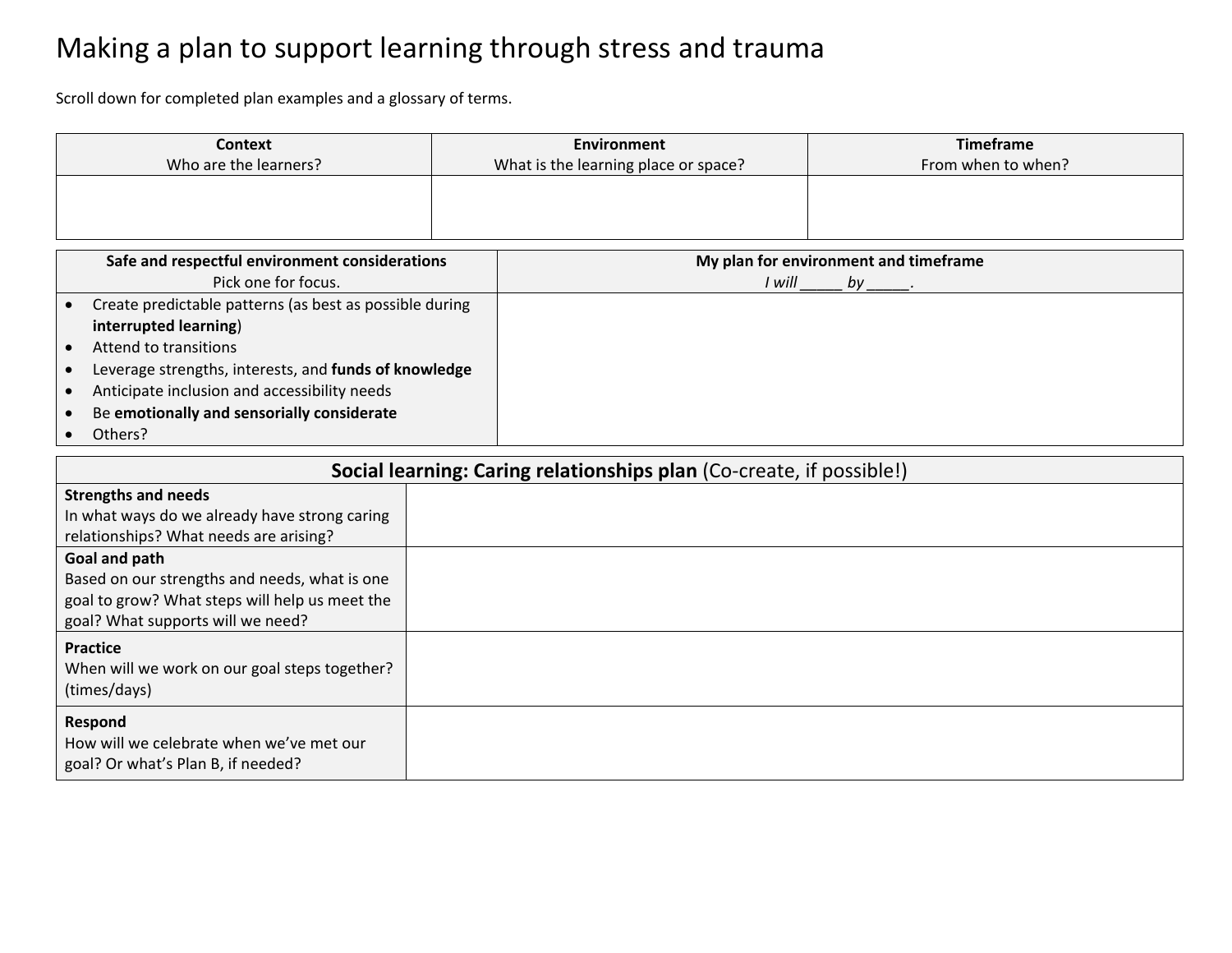# Making a plan to support learning through stress and trauma

Scroll down for completed plan examples and a glossary of terms.

| Context<br>Who are the learners? | Environment<br>What is the learning place or space? | Timeframe<br>From when to when? |
|---|---|---|
| | | |

| Safe and respectful environment considerations<br>Pick one for focus. | My plan for environment and timeframe<br>*I will _____ by _____.* |
|---|---|
| • Create predictable patterns (as best as possible during **interrupted learning**)<br>• Attend to transitions<br>• Leverage strengths, interests, and **funds of knowledge**<br>• Anticipate inclusion and accessibility needs<br>• Be **emotionally and sensorially considerate**<br>• Others? | |

| **Social learning: Caring relationships plan** (Co-create, if possible!) | |
|---|---|
| **Strengths and needs**<br>In what ways do we already have strong caring relationships? What needs are arising? | |
| **Goal and path**<br>Based on our strengths and needs, what is one goal to grow? What steps will help us meet the goal? What supports will we need? | |
| **Practice**<br>When will we work on our goal steps together? (times/days) | |
| **Respond**<br>How will we celebrate when we've met our goal? Or what's Plan B, if needed? | |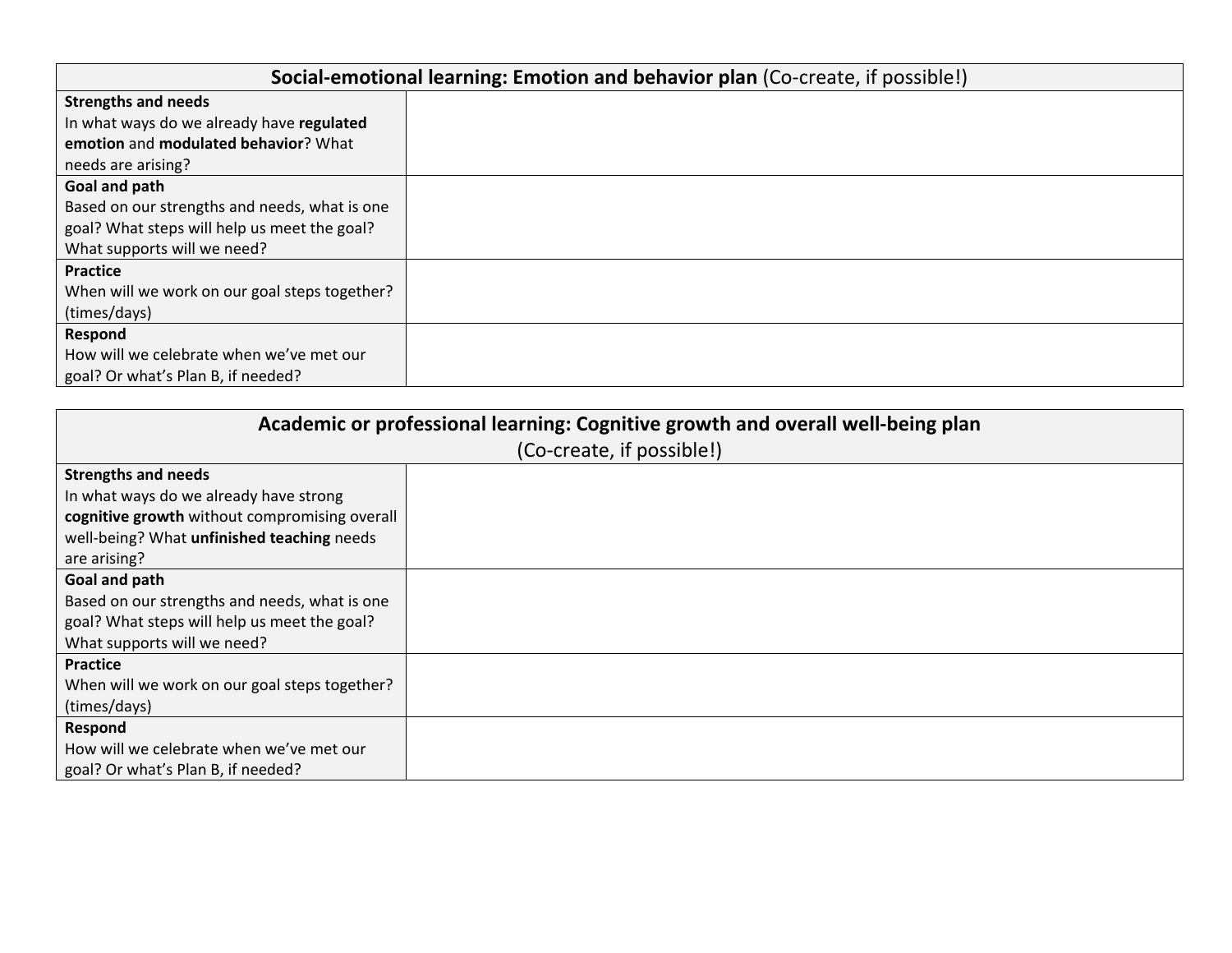| **Social-emotional learning: Emotion and behavior plan** (Co-create, if possible!) | |
|---|---|
| **Strengths and needs**<br>In what ways do we already have **regulated emotion** and **modulated behavior**? What needs are arising? | |
| **Goal and path**<br>Based on our strengths and needs, what is one goal? What steps will help us meet the goal? What supports will we need? | |
| **Practice**<br>When will we work on our goal steps together? (times/days) | |
| **Respond**<br>How will we celebrate when we've met our goal? Or what's Plan B, if needed? | |

| **Academic or professional learning: Cognitive growth and overall well-being plan** (Co-create, if possible!) | |
|---|---|
| **Strengths and needs**<br>In what ways do we already have strong **cognitive growth** without compromising overall well-being? What **unfinished teaching** needs are arising? | |
| **Goal and path**<br>Based on our strengths and needs, what is one goal? What steps will help us meet the goal? What supports will we need? | |
| **Practice**<br>When will we work on our goal steps together? (times/days) | |
| **Respond**<br>How will we celebrate when we've met our goal? Or what's Plan B, if needed? | |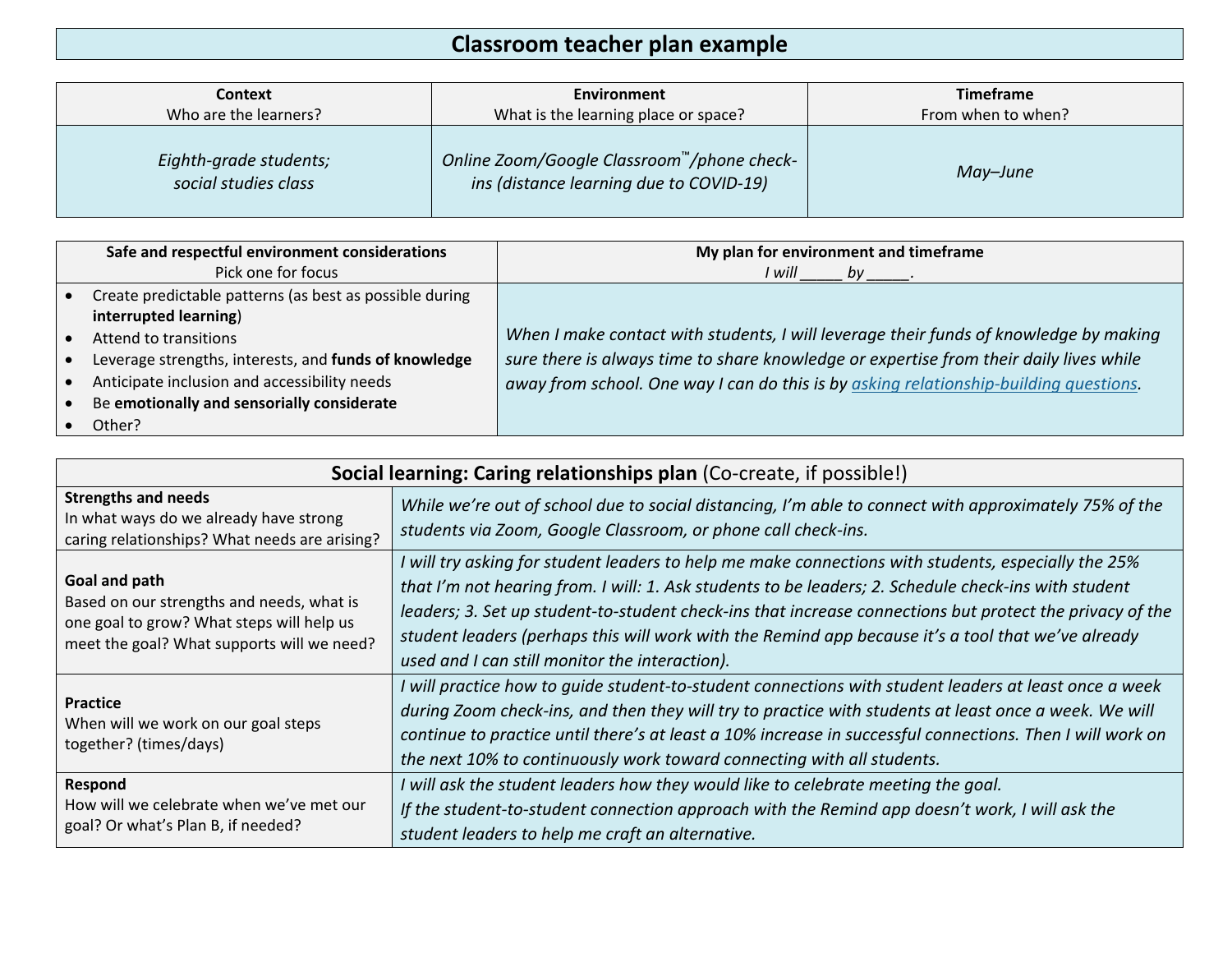# Classroom teacher plan example

| **Context**<br>Who are the learners? | **Environment**<br>What is the learning place or space? | **Timeframe**<br>From when to when? |
|---|---|---|
| *Eighth-grade students; social studies class* | *Online Zoom/Google Classroom™/phone check-ins (distance learning due to COVID-19)* | *May–June* |

| **Safe and respectful environment considerations**<br>Pick one for focus | **My plan for environment and timeframe**<br>*I will _____ by _____.* |
|---|---|
| • Create predictable patterns (as best as possible during **interrupted learning**)<br>• Attend to transitions<br>• Leverage strengths, interests, and **funds of knowledge**<br>• Anticipate inclusion and accessibility needs<br>• Be **emotionally and sensorially considerate**<br>• Other? | *When I make contact with students, I will leverage their funds of knowledge by making sure there is always time to share knowledge or expertise from their daily lives while away from school. One way I can do this is by asking relationship-building questions.* |

| **Social learning: Caring relationships plan** (Co-create, if possible!) | |
|---|---|
| **Strengths and needs**<br>In what ways do we already have strong caring relationships? What needs are arising? | *While we're out of school due to social distancing, I'm able to connect with approximately 75% of the students via Zoom, Google Classroom, or phone call check-ins.* |
| **Goal and path**<br>Based on our strengths and needs, what is one goal to grow? What steps will help us meet the goal? What supports will we need? | *I will try asking for student leaders to help me make connections with students, especially the 25% that I'm not hearing from. I will: 1. Ask students to be leaders; 2. Schedule check-ins with student leaders; 3. Set up student-to-student check-ins that increase connections but protect the privacy of the student leaders (perhaps this will work with the Remind app because it's a tool that we've already used and I can still monitor the interaction).* |
| **Practice**<br>When will we work on our goal steps together? (times/days) | *I will practice how to guide student-to-student connections with student leaders at least once a week during Zoom check-ins, and then they will try to practice with students at least once a week. We will continue to practice until there's at least a 10% increase in successful connections. Then I will work on the next 10% to continuously work toward connecting with all students.* |
| **Respond**<br>How will we celebrate when we've met our goal? Or what's Plan B, if needed? | *I will ask the student leaders how they would like to celebrate meeting the goal.*<br>*If the student-to-student connection approach with the Remind app doesn't work, I will ask the student leaders to help me craft an alternative.* |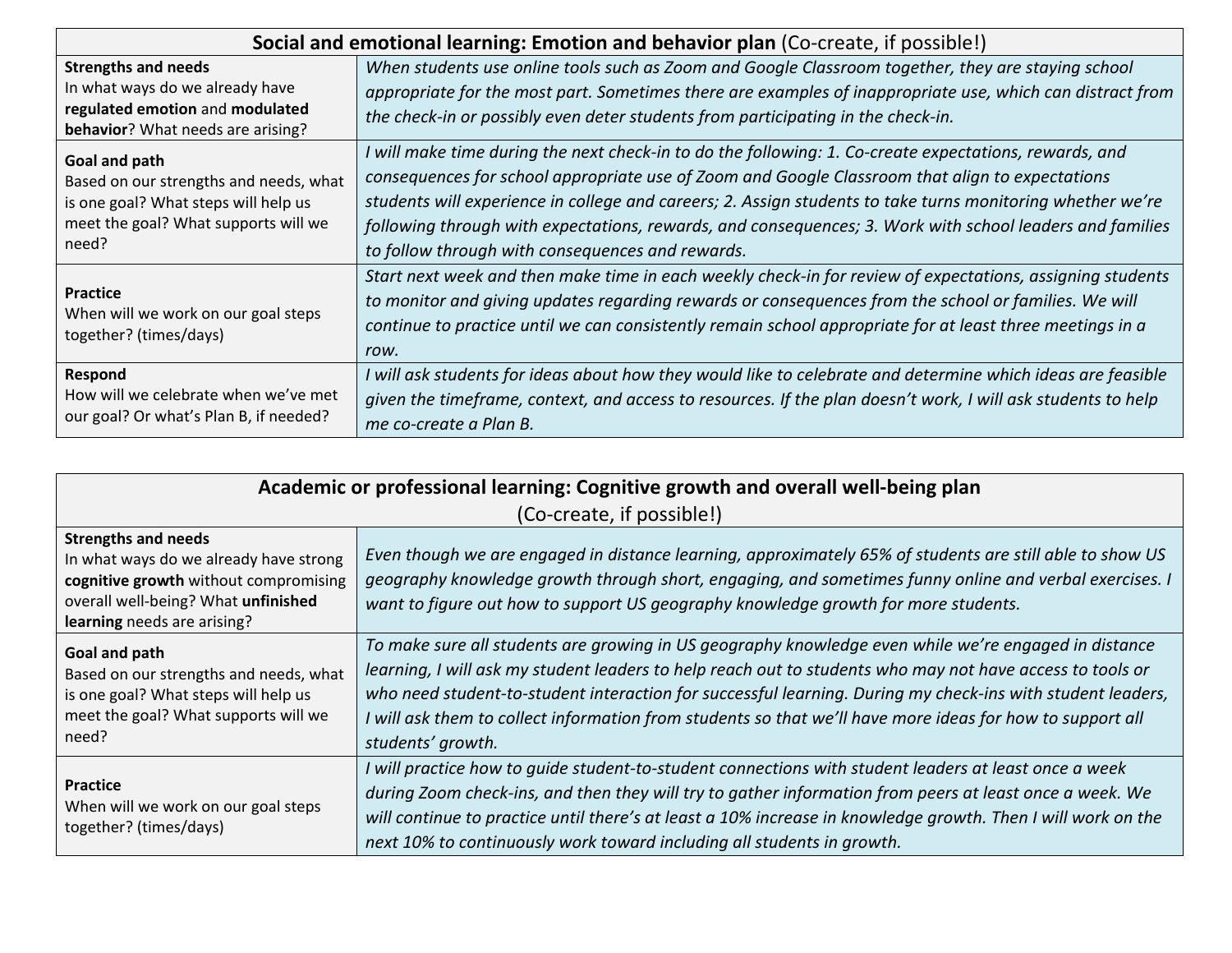| **Social and emotional learning: Emotion and behavior plan** (Co-create, if possible!) | |
|---|---|
| **Strengths and needs**<br>In what ways do we already have **regulated emotion** and **modulated behavior**? What needs are arising? | *When students use online tools such as Zoom and Google Classroom together, they are staying school appropriate for the most part. Sometimes there are examples of inappropriate use, which can distract from the check-in or possibly even deter students from participating in the check-in.* |
| **Goal and path**<br>Based on our strengths and needs, what is one goal? What steps will help us meet the goal? What supports will we need? | *I will make time during the next check-in to do the following: 1. Co-create expectations, rewards, and consequences for school appropriate use of Zoom and Google Classroom that align to expectations students will experience in college and careers; 2. Assign students to take turns monitoring whether we're following through with expectations, rewards, and consequences; 3. Work with school leaders and families to follow through with consequences and rewards.* |
| **Practice**<br>When will we work on our goal steps together? (times/days) | *Start next week and then make time in each weekly check-in for review of expectations, assigning students to monitor and giving updates regarding rewards or consequences from the school or families. We will continue to practice until we can consistently remain school appropriate for at least three meetings in a row.* |
| **Respond**<br>How will we celebrate when we've met our goal? Or what's Plan B, if needed? | *I will ask students for ideas about how they would like to celebrate and determine which ideas are feasible given the timeframe, context, and access to resources. If the plan doesn't work, I will ask students to help me co-create a Plan B.* |

| **Academic or professional learning: Cognitive growth and overall well-being plan** (Co-create, if possible!) | |
|---|---|
| **Strengths and needs**<br>In what ways do we already have strong **cognitive growth** without compromising overall well-being? What **unfinished learning** needs are arising? | *Even though we are engaged in distance learning, approximately 65% of students are still able to show US geography knowledge growth through short, engaging, and sometimes funny online and verbal exercises. I want to figure out how to support US geography knowledge growth for more students.* |
| **Goal and path**<br>Based on our strengths and needs, what is one goal? What steps will help us meet the goal? What supports will we need? | *To make sure all students are growing in US geography knowledge even while we're engaged in distance learning, I will ask my student leaders to help reach out to students who may not have access to tools or who need student-to-student interaction for successful learning. During my check-ins with student leaders, I will ask them to collect information from students so that we'll have more ideas for how to support all students' growth.* |
| **Practice**<br>When will we work on our goal steps together? (times/days) | *I will practice how to guide student-to-student connections with student leaders at least once a week during Zoom check-ins, and then they will try to gather information from peers at least once a week. We will continue to practice until there's at least a 10% increase in knowledge growth. Then I will work on the next 10% to continuously work toward including all students in growth.* |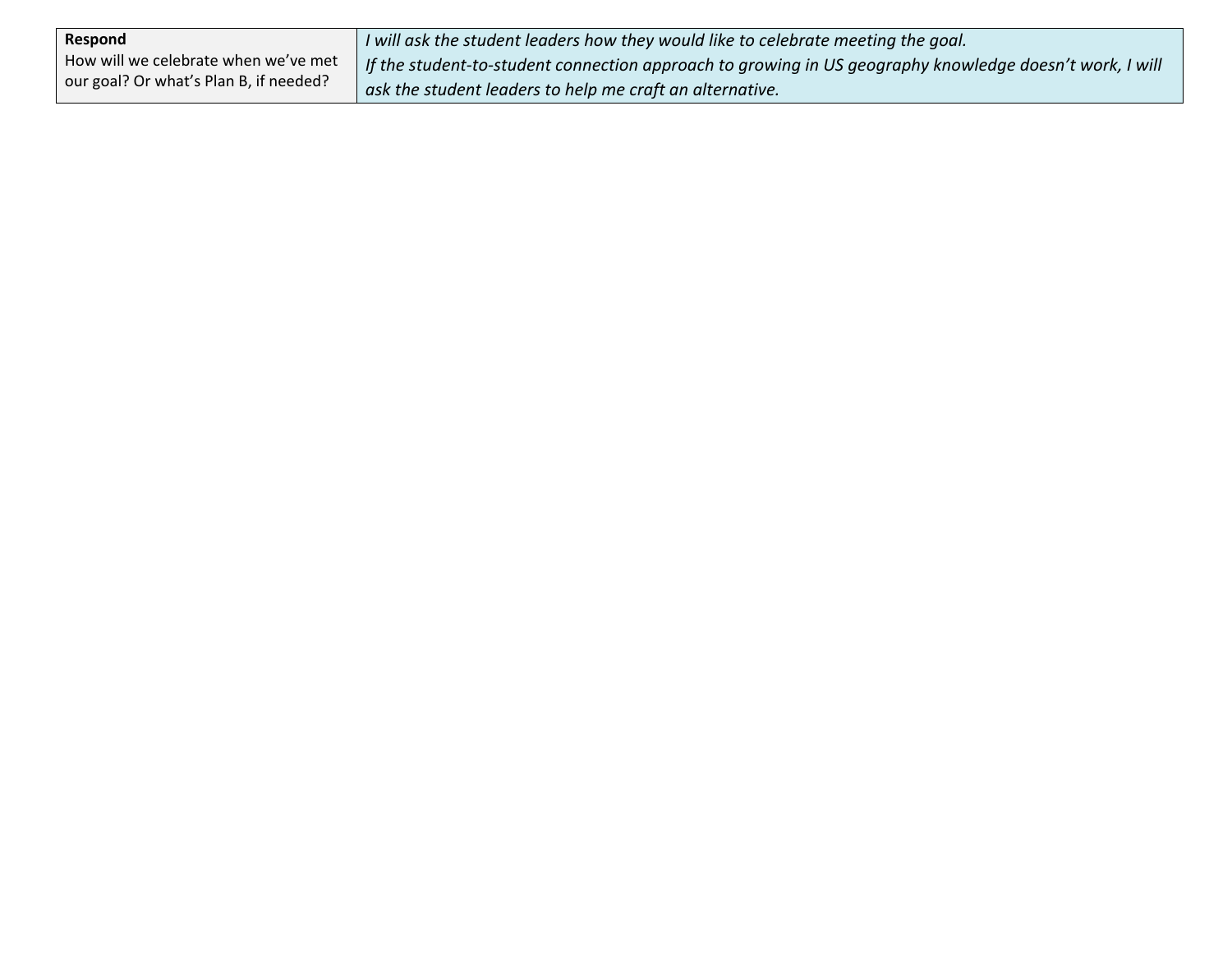| **Respond**<br>How will we celebrate when we've met our goal? Or what's Plan B, if needed? | *I will ask the student leaders how they would like to celebrate meeting the goal.*<br>*If the student-to-student connection approach to growing in US geography knowledge doesn't work, I will ask the student leaders to help me craft an alternative.* |
|---|---|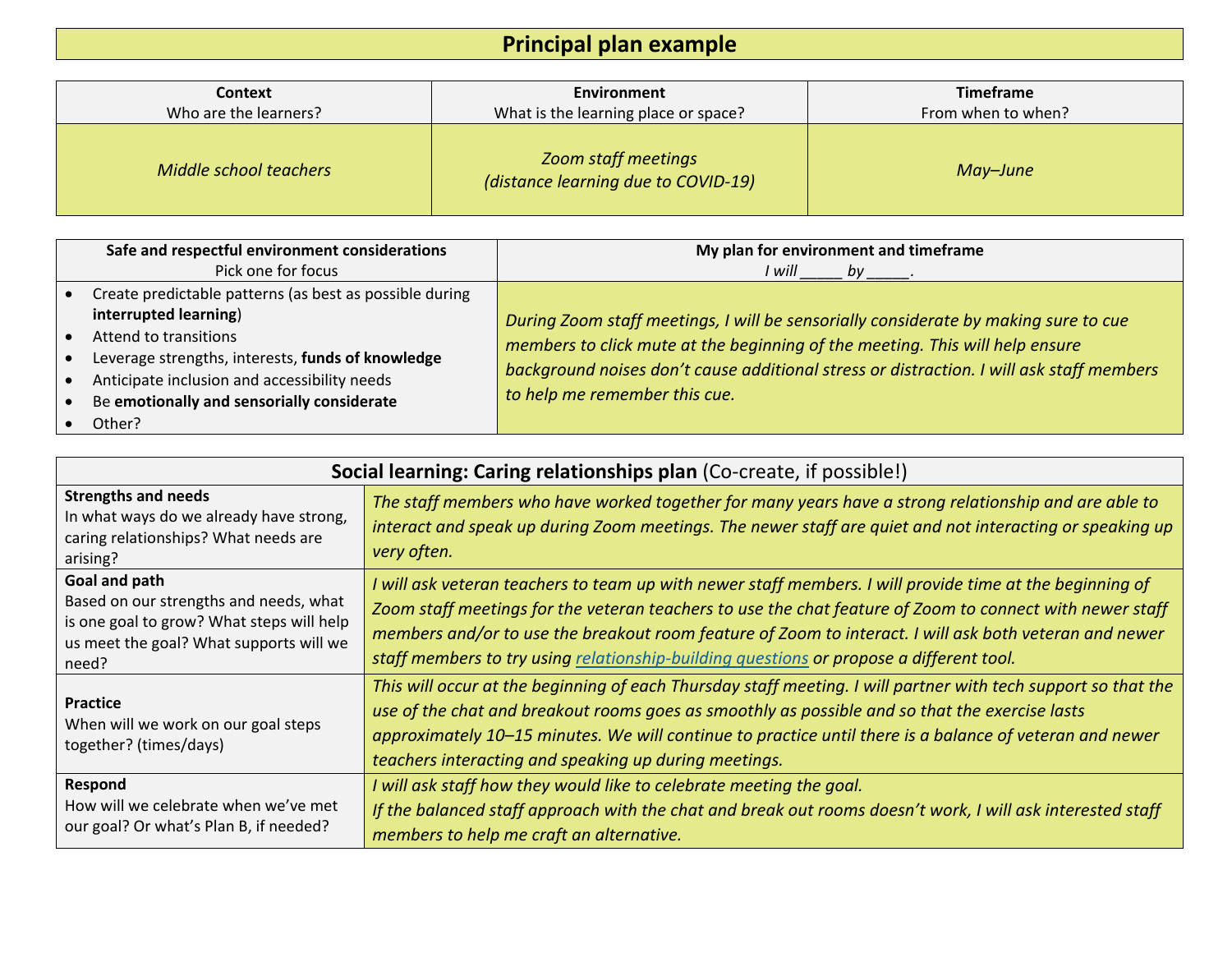# Principal plan example

| **Context**<br>Who are the learners? | **Environment**<br>What is the learning place or space? | **Timeframe**<br>From when to when? |
| --- | --- | --- |
| *Middle school teachers* | *Zoom staff meetings*<br>*(distance learning due to COVID-19)* | *May–June* |

| **Safe and respectful environment considerations**<br>Pick one for focus | **My plan for environment and timeframe**<br>*I will _____ by _____.* |
| --- | --- |
| • Create predictable patterns (as best as possible during **interrupted learning**)<br>• Attend to transitions<br>• Leverage strengths, interests, **funds of knowledge**<br>• Anticipate inclusion and accessibility needs<br>• Be **emotionally and sensorially considerate**<br>• Other? | *During Zoom staff meetings, I will be sensorially considerate by making sure to cue members to click mute at the beginning of the meeting. This will help ensure background noises don't cause additional stress or distraction. I will ask staff members to help me remember this cue.* |

| **Social learning: Caring relationships plan** (Co-create, if possible!) | |
| --- | --- |
| **Strengths and needs**<br>In what ways do we already have strong, caring relationships? What needs are arising? | *The staff members who have worked together for many years have a strong relationship and are able to interact and speak up during Zoom meetings. The newer staff are quiet and not interacting or speaking up very often.* |
| **Goal and path**<br>Based on our strengths and needs, what is one goal to grow? What steps will help us meet the goal? What supports will we need? | *I will ask veteran teachers to team up with newer staff members. I will provide time at the beginning of Zoom staff meetings for the veteran teachers to use the chat feature of Zoom to connect with newer staff members and/or to use the breakout room feature of Zoom to interact. I will ask both veteran and newer staff members to try using relationship-building questions or propose a different tool.* |
| **Practice**<br>When will we work on our goal steps together? (times/days) | *This will occur at the beginning of each Thursday staff meeting. I will partner with tech support so that the use of the chat and breakout rooms goes as smoothly as possible and so that the exercise lasts approximately 10–15 minutes. We will continue to practice until there is a balance of veteran and newer teachers interacting and speaking up during meetings.* |
| **Respond**<br>How will we celebrate when we've met our goal? Or what's Plan B, if needed? | *I will ask staff how they would like to celebrate meeting the goal.*<br>*If the balanced staff approach with the chat and break out rooms doesn't work, I will ask interested staff members to help me craft an alternative.* |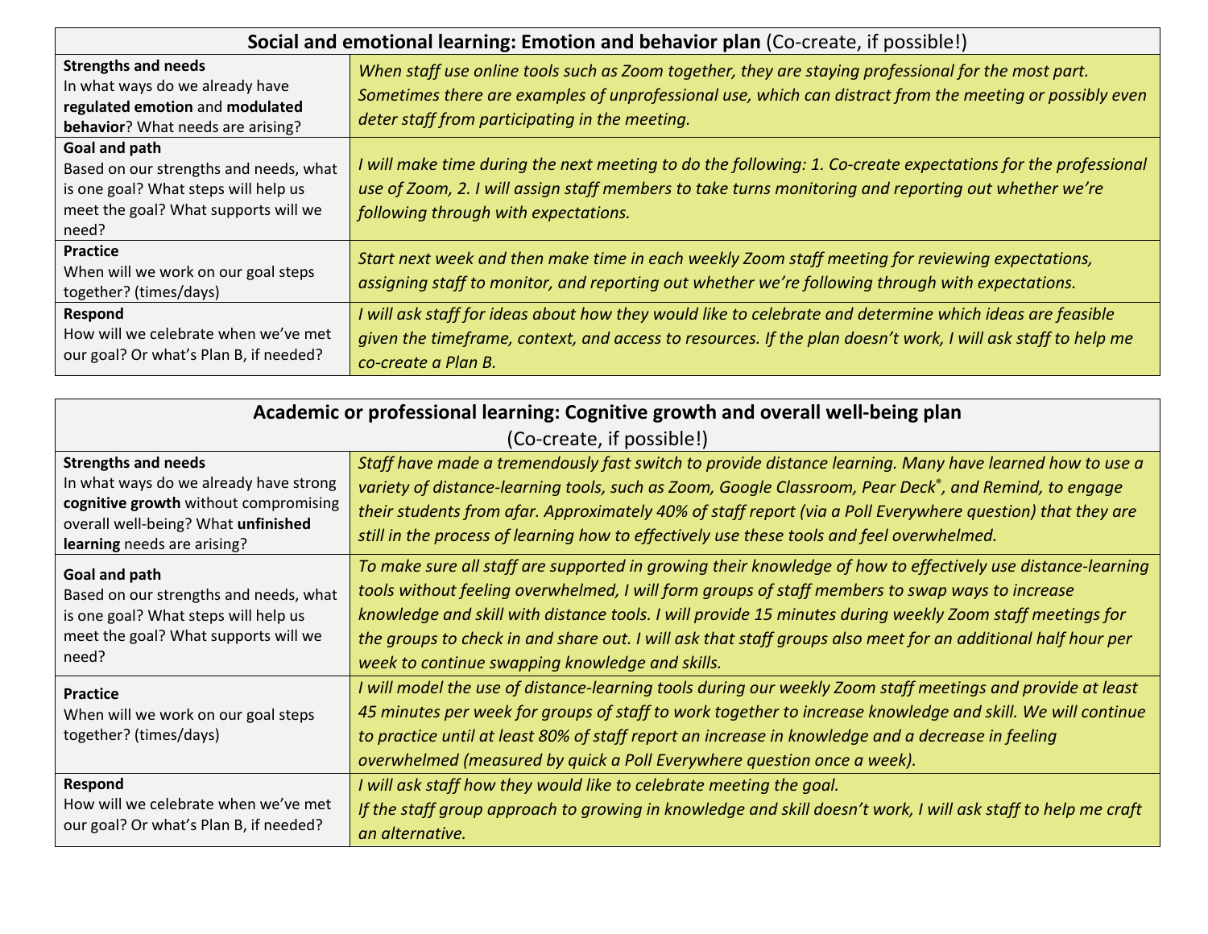| **Social and emotional learning: Emotion and behavior plan** (Co-create, if possible!) | |
|---|---|
| **Strengths and needs**<br>In what ways do we already have **regulated emotion** and **modulated behavior**? What needs are arising? | *When staff use online tools such as Zoom together, they are staying professional for the most part. Sometimes there are examples of unprofessional use, which can distract from the meeting or possibly even deter staff from participating in the meeting.* |
| **Goal and path**<br>Based on our strengths and needs, what is one goal? What steps will help us meet the goal? What supports will we need? | *I will make time during the next meeting to do the following: 1. Co-create expectations for the professional use of Zoom, 2. I will assign staff members to take turns monitoring and reporting out whether we're following through with expectations.* |
| **Practice**<br>When will we work on our goal steps together? (times/days) | *Start next week and then make time in each weekly Zoom staff meeting for reviewing expectations, assigning staff to monitor, and reporting out whether we're following through with expectations.* |
| **Respond**<br>How will we celebrate when we've met our goal? Or what's Plan B, if needed? | *I will ask staff for ideas about how they would like to celebrate and determine which ideas are feasible given the timeframe, context, and access to resources. If the plan doesn't work, I will ask staff to help me co-create a Plan B.* |

| **Academic or professional learning: Cognitive growth and overall well-being plan** (Co-create, if possible!) | |
|---|---|
| **Strengths and needs**<br>In what ways do we already have strong **cognitive growth** without compromising overall well-being? What **unfinished learning** needs are arising? | *Staff have made a tremendously fast switch to provide distance learning. Many have learned how to use a variety of distance-learning tools, such as Zoom, Google Classroom, Pear Deck®, and Remind, to engage their students from afar. Approximately 40% of staff report (via a Poll Everywhere question) that they are still in the process of learning how to effectively use these tools and feel overwhelmed.* |
| **Goal and path**<br>Based on our strengths and needs, what is one goal? What steps will help us meet the goal? What supports will we need? | *To make sure all staff are supported in growing their knowledge of how to effectively use distance-learning tools without feeling overwhelmed, I will form groups of staff members to swap ways to increase knowledge and skill with distance tools. I will provide 15 minutes during weekly Zoom staff meetings for the groups to check in and share out. I will ask that staff groups also meet for an additional half hour per week to continue swapping knowledge and skills.* |
| **Practice**<br>When will we work on our goal steps together? (times/days) | *I will model the use of distance-learning tools during our weekly Zoom staff meetings and provide at least 45 minutes per week for groups of staff to work together to increase knowledge and skill. We will continue to practice until at least 80% of staff report an increase in knowledge and a decrease in feeling overwhelmed (measured by quick a Poll Everywhere question once a week).* |
| **Respond**<br>How will we celebrate when we've met our goal? Or what's Plan B, if needed? | *I will ask staff how they would like to celebrate meeting the goal.*<br>*If the staff group approach to growing in knowledge and skill doesn't work, I will ask staff to help me craft an alternative.* |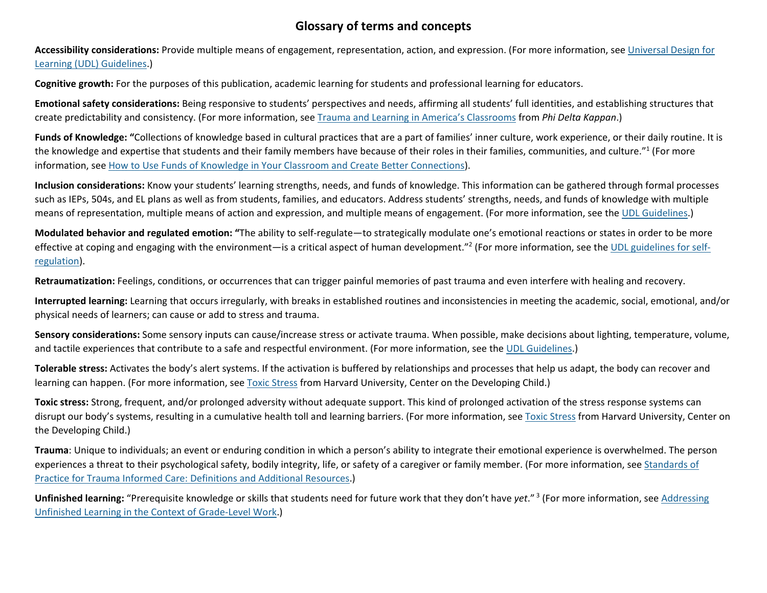## Glossary of terms and concepts

**Accessibility considerations:** Provide multiple means of engagement, representation, action, and expression. (For more information, see Universal Design for Learning (UDL) Guidelines.)

**Cognitive growth:** For the purposes of this publication, academic learning for students and professional learning for educators.

**Emotional safety considerations:** Being responsive to students' perspectives and needs, affirming all students' full identities, and establishing structures that create predictability and consistency. (For more information, see Trauma and Learning in America's Classrooms from *Phi Delta Kappan*.)

**Funds of Knowledge:** "Collections of knowledge based in cultural practices that are a part of families' inner culture, work experience, or their daily routine. It is the knowledge and expertise that students and their family members have because of their roles in their families, communities, and culture."[1] (For more information, see How to Use Funds of Knowledge in Your Classroom and Create Better Connections).

**Inclusion considerations:** Know your students' learning strengths, needs, and funds of knowledge. This information can be gathered through formal processes such as IEPs, 504s, and EL plans as well as from students, families, and educators. Address students' strengths, needs, and funds of knowledge with multiple means of representation, multiple means of action and expression, and multiple means of engagement. (For more information, see the UDL Guidelines.)

**Modulated behavior and regulated emotion:** "The ability to self-regulate—to strategically modulate one's emotional reactions or states in order to be more effective at coping and engaging with the environment—is a critical aspect of human development."[2] (For more information, see the UDL guidelines for self-regulation).

**Retraumatization:** Feelings, conditions, or occurrences that can trigger painful memories of past trauma and even interfere with healing and recovery.

**Interrupted learning:** Learning that occurs irregularly, with breaks in established routines and inconsistencies in meeting the academic, social, emotional, and/or physical needs of learners; can cause or add to stress and trauma.

**Sensory considerations:** Some sensory inputs can cause/increase stress or activate trauma. When possible, make decisions about lighting, temperature, volume, and tactile experiences that contribute to a safe and respectful environment. (For more information, see the UDL Guidelines.)

**Tolerable stress:** Activates the body's alert systems. If the activation is buffered by relationships and processes that help us adapt, the body can recover and learning can happen. (For more information, see Toxic Stress from Harvard University, Center on the Developing Child.)

**Toxic stress:** Strong, frequent, and/or prolonged adversity without adequate support. This kind of prolonged activation of the stress response systems can disrupt our body's systems, resulting in a cumulative health toll and learning barriers. (For more information, see Toxic Stress from Harvard University, Center on the Developing Child.)

**Trauma**: Unique to individuals; an event or enduring condition in which a person's ability to integrate their emotional experience is overwhelmed. The person experiences a threat to their psychological safety, bodily integrity, life, or safety of a caregiver or family member. (For more information, see Standards of Practice for Trauma Informed Care: Definitions and Additional Resources.)

**Unfinished learning:** "Prerequisite knowledge or skills that students need for future work that they don't have *yet*."[3] (For more information, see Addressing Unfinished Learning in the Context of Grade-Level Work.)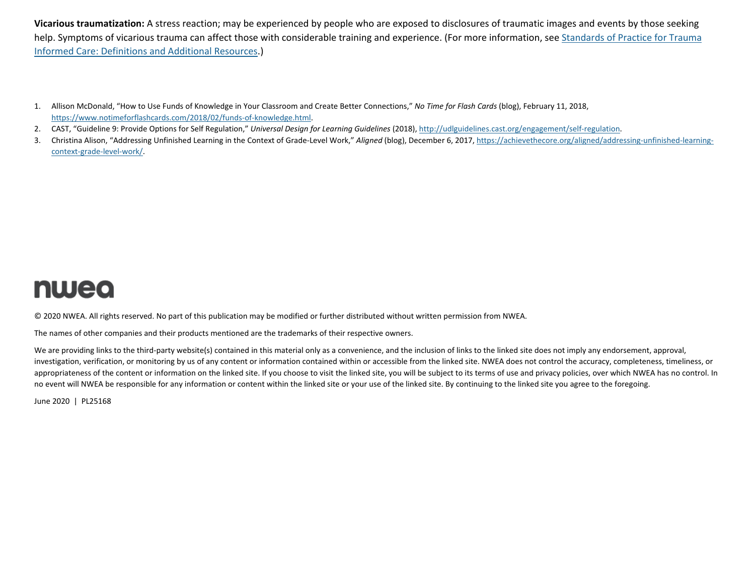**Vicarious traumatization:** A stress reaction; may be experienced by people who are exposed to disclosures of traumatic images and events by those seeking help. Symptoms of vicarious trauma can affect those with considerable training and experience. (For more information, see Standards of Practice for Trauma Informed Care: Definitions and Additional Resources.)

1. Allison McDonald, "How to Use Funds of Knowledge in Your Classroom and Create Better Connections," *No Time for Flash Cards* (blog), February 11, 2018, https://www.notimeforflashcards.com/2018/02/funds-of-knowledge.html.
2. CAST, "Guideline 9: Provide Options for Self Regulation," *Universal Design for Learning Guidelines* (2018), http://udlguidelines.cast.org/engagement/self-regulation.
3. Christina Alison, "Addressing Unfinished Learning in the Context of Grade-Level Work," *Aligned* (blog), December 6, 2017, https://achievethecore.org/aligned/addressing-unfinished-learning-context-grade-level-work/.

nwea

© 2020 NWEA. All rights reserved. No part of this publication may be modified or further distributed without written permission from NWEA.

The names of other companies and their products mentioned are the trademarks of their respective owners.

We are providing links to the third-party website(s) contained in this material only as a convenience, and the inclusion of links to the linked site does not imply any endorsement, approval, investigation, verification, or monitoring by us of any content or information contained within or accessible from the linked site. NWEA does not control the accuracy, completeness, timeliness, or appropriateness of the content or information on the linked site. If you choose to visit the linked site, you will be subject to its terms of use and privacy policies, over which NWEA has no control. In no event will NWEA be responsible for any information or content within the linked site or your use of the linked site. By continuing to the linked site you agree to the foregoing.

June 2020 | PL25168